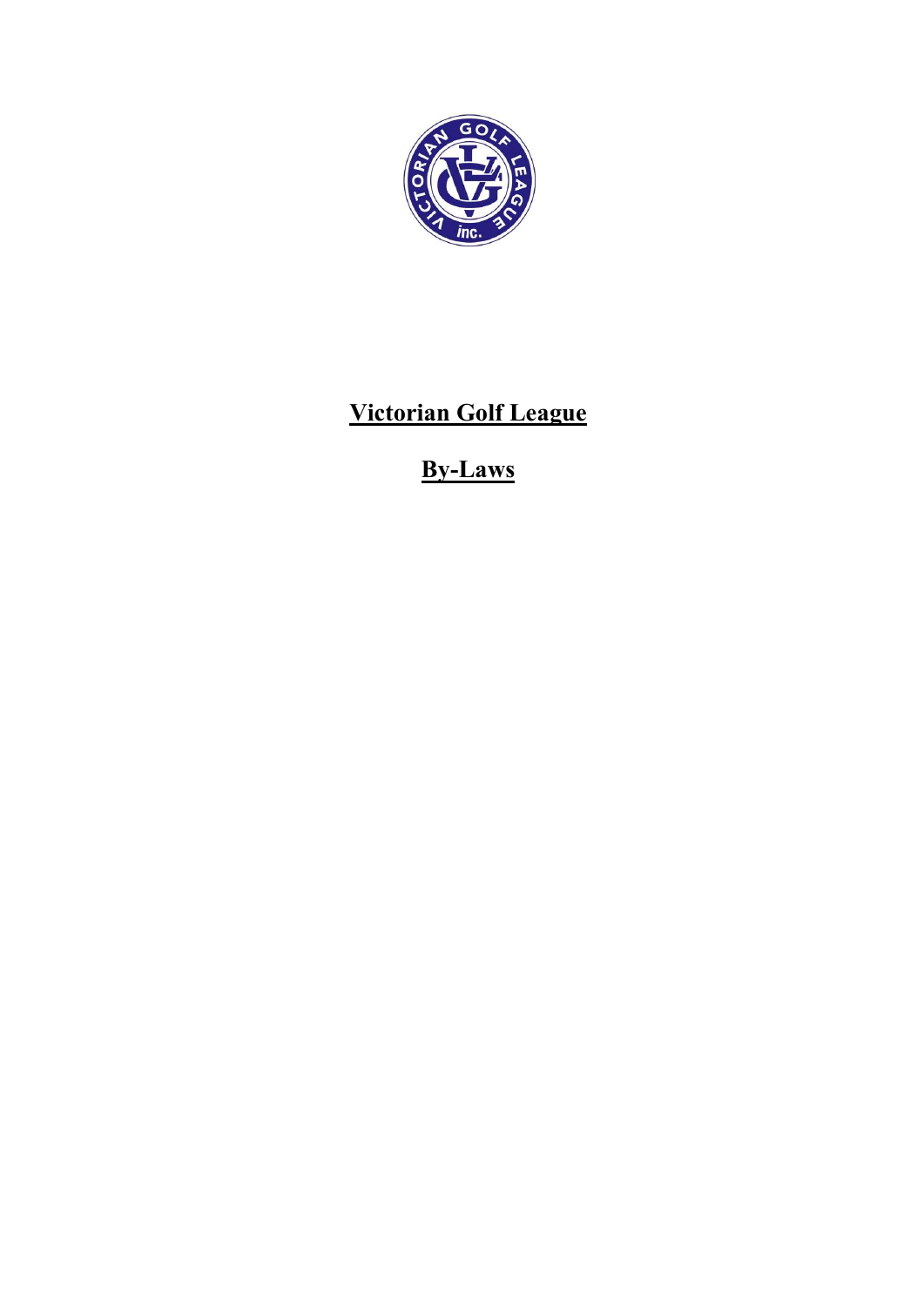# Victorian Golf League

## By-Laws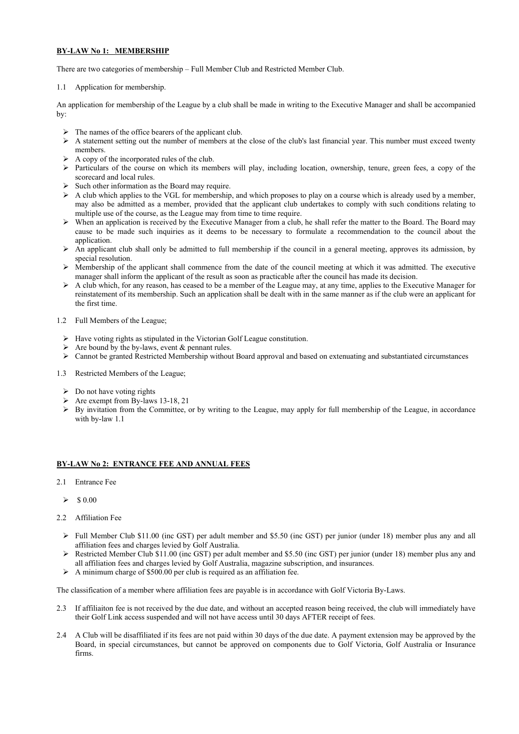## BY-LAW No 1: MEMBERSHIP

There are two categories of membership – Full Member Club and Restricted Member Club.

1.1 Application for membership.

An application for membership of the League by a club shall be made in writing to the Executive Manager and shall be accompanied by:

- The names of the office bearers of the applicant club.
- A statement setting out the number of members at the close of the club's last financial year. This number must exceed twenty members.
- A copy of the incorporated rules of the club.
- Particulars of the course on which its members will play, including location, ownership, tenure, green fees, a copy of the scorecard and local rules.
- Such other information as the Board may require.
- A club which applies to the VGL for membership, and which proposes to play on a course which is already used by a member, may also be admitted as a member, provided that the applicant club undertakes to comply with such conditions relating to multiple use of the course, as the League may from time to time require.
- When an application is received by the Executive Manager from a club, he shall refer the matter to the Board. The Board may cause to be made such inquiries as it deems to be necessary to formulate a recommendation to the council about the application.
- An applicant club shall only be admitted to full membership if the council in a general meeting, approves its admission, by special resolution.
- Membership of the applicant shall commence from the date of the council meeting at which it was admitted. The executive manager shall inform the applicant of the result as soon as practicable after the council has made its decision.
- A club which, for any reason, has ceased to be a member of the League may, at any time, applies to the Executive Manager for reinstatement of its membership. Such an application shall be dealt with in the same manner as if the club were an applicant for the first time.

1.2 Full Members of the League;

- Have voting rights as stipulated in the Victorian Golf League constitution.
- Are bound by the by-laws, event & pennant rules.
- Cannot be granted Restricted Membership without Board approval and based on extenuating and substantiated circumstances

1.3 Restricted Members of the League;

- Do not have voting rights
- Are exempt from By-laws 13-18, 21
- By invitation from the Committee, or by writing to the League, may apply for full membership of the League, in accordance with by-law 1.1

## BY-LAW No 2: ENTRANCE FEE AND ANNUAL FEES

2.1 Entrance Fee

- $ 0.00

2.2 Affiliation Fee

- Full Member Club $11.00 (inc GST) per adult member and $5.50 (inc GST) per junior (under 18) member plus any and all affiliation fees and charges levied by Golf Australia.
- Restricted Member Club $11.00 (inc GST) per adult member and $5.50 (inc GST) per junior (under 18) member plus any and all affiliation fees and charges levied by Golf Australia, magazine subscription, and insurances.
- A minimum charge of $500.00 per club is required as an affiliation fee.

The classification of a member where affiliation fees are payable is in accordance with Golf Victoria By-Laws.

2.3 If affiliaiton fee is not received by the due date, and without an accepted reason being received, the club will immediately have their Golf Link access suspended and will not have access until 30 days AFTER receipt of fees.

2.4 A Club will be disaffiliated if its fees are not paid within 30 days of the due date. A payment extension may be approved by the Board, in special circumstances, but cannot be approved on components due to Golf Victoria, Golf Australia or Insurance firms.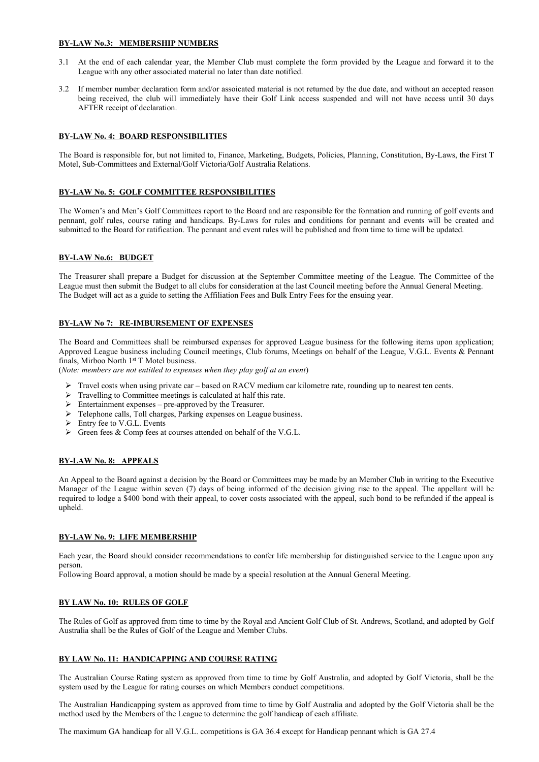## BY-LAW No.3: MEMBERSHIP NUMBERS

3.1 At the end of each calendar year, the Member Club must complete the form provided by the League and forward it to the League with any other associated material no later than date notified.

3.2 If member number declaration form and/or assoicated material is not returned by the due date, and without an accepted reason being received, the club will immediately have their Golf Link access suspended and will not have access until 30 days AFTER receipt of declaration.

## BY-LAW No. 4: BOARD RESPONSIBILITIES

The Board is responsible for, but not limited to, Finance, Marketing, Budgets, Policies, Planning, Constitution, By-Laws, the First T Motel, Sub-Committees and External/Golf Victoria/Golf Australia Relations.

## BY-LAW No. 5: GOLF COMMITTEE RESPONSIBILITIES

The Women's and Men's Golf Committees report to the Board and are responsible for the formation and running of golf events and pennant, golf rules, course rating and handicaps. By-Laws for rules and conditions for pennant and events will be created and submitted to the Board for ratification. The pennant and event rules will be published and from time to time will be updated.

## BY-LAW No.6: BUDGET

The Treasurer shall prepare a Budget for discussion at the September Committee meeting of the League. The Committee of the League must then submit the Budget to all clubs for consideration at the last Council meeting before the Annual General Meeting. The Budget will act as a guide to setting the Affiliation Fees and Bulk Entry Fees for the ensuing year.

## BY-LAW No 7: RE-IMBURSEMENT OF EXPENSES

The Board and Committees shall be reimbursed expenses for approved League business for the following items upon application; Approved League business including Council meetings, Club forums, Meetings on behalf of the League, V.G.L. Events & Pennant finals, Mirboo North 1st T Motel business.

(*Note: members are not entitled to expenses when they play golf at an event*)

- Travel costs when using private car – based on RACV medium car kilometre rate, rounding up to nearest ten cents.
- Travelling to Committee meetings is calculated at half this rate.
- Entertainment expenses – pre-approved by the Treasurer.
- Telephone calls, Toll charges, Parking expenses on League business.
- Entry fee to V.G.L. Events
- Green fees & Comp fees at courses attended on behalf of the V.G.L.

## BY-LAW No. 8: APPEALS

An Appeal to the Board against a decision by the Board or Committees may be made by an Member Club in writing to the Executive Manager of the League within seven (7) days of being informed of the decision giving rise to the appeal. The appellant will be required to lodge a $400 bond with their appeal, to cover costs associated with the appeal, such bond to be refunded if the appeal is upheld.

## BY-LAW No. 9: LIFE MEMBERSHIP

Each year, the Board should consider recommendations to confer life membership for distinguished service to the League upon any person.

Following Board approval, a motion should be made by a special resolution at the Annual General Meeting.

## BY LAW No. 10: RULES OF GOLF

The Rules of Golf as approved from time to time by the Royal and Ancient Golf Club of St. Andrews, Scotland, and adopted by Golf Australia shall be the Rules of Golf of the League and Member Clubs.

## BY LAW No. 11: HANDICAPPING AND COURSE RATING

The Australian Course Rating system as approved from time to time by Golf Australia, and adopted by Golf Victoria, shall be the system used by the League for rating courses on which Members conduct competitions.

The Australian Handicapping system as approved from time to time by Golf Australia and adopted by the Golf Victoria shall be the method used by the Members of the League to determine the golf handicap of each affiliate.

The maximum GA handicap for all V.G.L. competitions is GA 36.4 except for Handicap pennant which is GA 27.4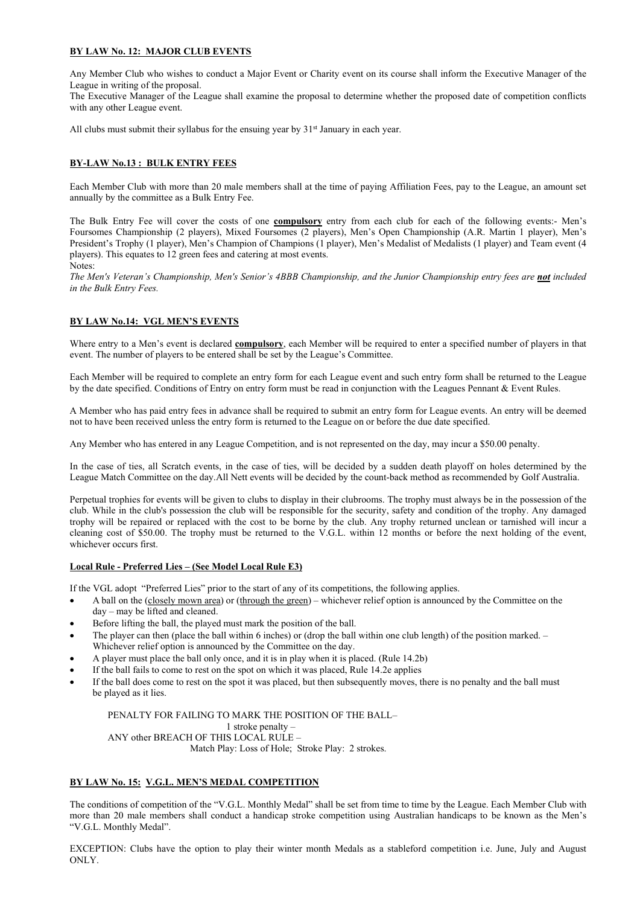## BY LAW No. 12: MAJOR CLUB EVENTS

Any Member Club who wishes to conduct a Major Event or Charity event on its course shall inform the Executive Manager of the League in writing of the proposal.
The Executive Manager of the League shall examine the proposal to determine whether the proposed date of competition conflicts with any other League event.

All clubs must submit their syllabus for the ensuing year by 31st January in each year.

## BY-LAW No.13 : BULK ENTRY FEES

Each Member Club with more than 20 male members shall at the time of paying Affiliation Fees, pay to the League, an amount set annually by the committee as a Bulk Entry Fee.

The Bulk Entry Fee will cover the costs of one **compulsory** entry from each club for each of the following events:- Men's Foursomes Championship (2 players), Mixed Foursomes (2 players), Men's Open Championship (A.R. Martin 1 player), Men's President's Trophy (1 player), Men's Champion of Champions (1 player), Men's Medalist of Medalists (1 player) and Team event (4 players). This equates to 12 green fees and catering at most events.
Notes:
*The Men's Veteran's Championship, Men's Senior's 4BBB Championship, and the Junior Championship entry fees are **not** included in the Bulk Entry Fees.*

## BY LAW No.14: VGL MEN'S EVENTS

Where entry to a Men's event is declared **compulsory**, each Member will be required to enter a specified number of players in that event. The number of players to be entered shall be set by the League's Committee.

Each Member will be required to complete an entry form for each League event and such entry form shall be returned to the League by the date specified. Conditions of Entry on entry form must be read in conjunction with the Leagues Pennant & Event Rules.

A Member who has paid entry fees in advance shall be required to submit an entry form for League events. An entry will be deemed not to have been received unless the entry form is returned to the League on or before the due date specified.

Any Member who has entered in any League Competition, and is not represented on the day, may incur a $50.00 penalty.

In the case of ties, all Scratch events, in the case of ties, will be decided by a sudden death playoff on holes determined by the League Match Committee on the day.All Nett events will be decided by the count-back method as recommended by Golf Australia.

Perpetual trophies for events will be given to clubs to display in their clubrooms. The trophy must always be in the possession of the club. While in the club's possession the club will be responsible for the security, safety and condition of the trophy. Any damaged trophy will be repaired or replaced with the cost to be borne by the club. Any trophy returned unclean or tarnished will incur a cleaning cost of $50.00. The trophy must be returned to the V.G.L. within 12 months or before the next holding of the event, whichever occurs first.

### Local Rule - Preferred Lies – (See Model Local Rule E3)

If the VGL adopt "Preferred Lies" prior to the start of any of its competitions, the following applies.

- A ball on the (closely mown area) or (through the green) – whichever relief option is announced by the Committee on the day – may be lifted and cleaned.
- Before lifting the ball, the played must mark the position of the ball.
- The player can then (place the ball within 6 inches) or (drop the ball within one club length) of the position marked. – Whichever relief option is announced by the Committee on the day.
- A player must place the ball only once, and it is in play when it is placed. (Rule 14.2b)
- If the ball fails to come to rest on the spot on which it was placed, Rule 14.2e applies
- If the ball does come to rest on the spot it was placed, but then subsequently moves, there is no penalty and the ball must be played as it lies.

PENALTY FOR FAILING TO MARK THE POSITION OF THE BALL–
1 stroke penalty –
ANY other BREACH OF THIS LOCAL RULE –
Match Play: Loss of Hole; Stroke Play: 2 strokes.

## BY LAW No. 15: V.G.L. MEN'S MEDAL COMPETITION

The conditions of competition of the "V.G.L. Monthly Medal" shall be set from time to time by the League. Each Member Club with more than 20 male members shall conduct a handicap stroke competition using Australian handicaps to be known as the Men's "V.G.L. Monthly Medal".

EXCEPTION: Clubs have the option to play their winter month Medals as a stableford competition i.e. June, July and August ONLY.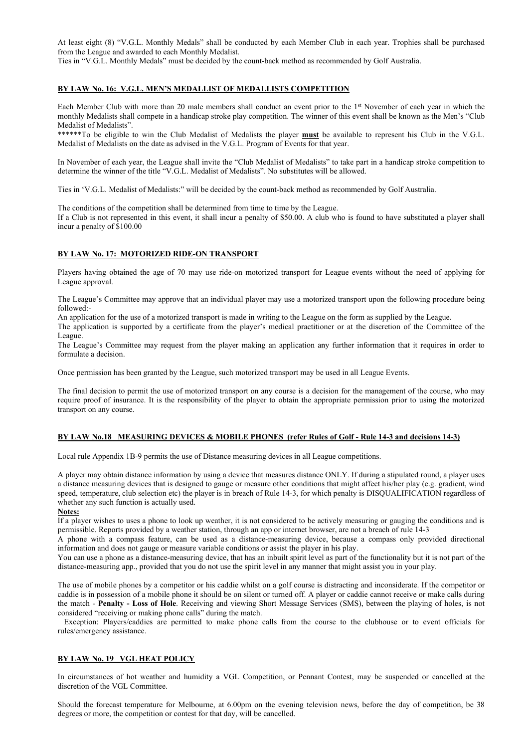At least eight (8) "V.G.L. Monthly Medals" shall be conducted by each Member Club in each year. Trophies shall be purchased from the League and awarded to each Monthly Medalist.

Ties in "V.G.L. Monthly Medals" must be decided by the count-back method as recommended by Golf Australia.

## BY LAW No. 16: V.G.L. MEN'S MEDALLIST OF MEDALLISTS COMPETITION

Each Member Club with more than 20 male members shall conduct an event prior to the 1st November of each year in which the monthly Medalists shall compete in a handicap stroke play competition. The winner of this event shall be known as the Men's "Club Medalist of Medalists".

******To be eligible to win the Club Medalist of Medalists the player **must** be available to represent his Club in the V.G.L. Medalist of Medalists on the date as advised in the V.G.L. Program of Events for that year.

In November of each year, the League shall invite the "Club Medalist of Medalists" to take part in a handicap stroke competition to determine the winner of the title "V.G.L. Medalist of Medalists". No substitutes will be allowed.

Ties in 'V.G.L. Medalist of Medalists:" will be decided by the count-back method as recommended by Golf Australia.

The conditions of the competition shall be determined from time to time by the League.

If a Club is not represented in this event, it shall incur a penalty of $50.00. A club who is found to have substituted a player shall incur a penalty of $100.00

## BY LAW No. 17: MOTORIZED RIDE-ON TRANSPORT

Players having obtained the age of 70 may use ride-on motorized transport for League events without the need of applying for League approval.

The League's Committee may approve that an individual player may use a motorized transport upon the following procedure being followed:-

An application for the use of a motorized transport is made in writing to the League on the form as supplied by the League.

The application is supported by a certificate from the player's medical practitioner or at the discretion of the Committee of the League.

The League's Committee may request from the player making an application any further information that it requires in order to formulate a decision.

Once permission has been granted by the League, such motorized transport may be used in all League Events.

The final decision to permit the use of motorized transport on any course is a decision for the management of the course, who may require proof of insurance. It is the responsibility of the player to obtain the appropriate permission prior to using the motorized transport on any course.

## BY LAW No.18 MEASURING DEVICES & MOBILE PHONES (refer Rules of Golf - Rule 14-3 and decisions 14-3)

Local rule Appendix 1B-9 permits the use of Distance measuring devices in all League competitions.

A player may obtain distance information by using a device that measures distance ONLY. If during a stipulated round, a player uses a distance measuring devices that is designed to gauge or measure other conditions that might affect his/her play (e.g. gradient, wind speed, temperature, club selection etc) the player is in breach of Rule 14-3, for which penalty is DISQUALIFICATION regardless of whether any such function is actually used.

**Notes:**

If a player wishes to uses a phone to look up weather, it is not considered to be actively measuring or gauging the conditions and is permissible. Reports provided by a weather station, through an app or internet browser, are not a breach of rule 14-3

A phone with a compass feature, can be used as a distance-measuring device, because a compass only provided directional information and does not gauge or measure variable conditions or assist the player in his play.

You can use a phone as a distance-measuring device, that has an inbuilt spirit level as part of the functionality but it is not part of the distance-measuring app., provided that you do not use the spirit level in any manner that might assist you in your play.

The use of mobile phones by a competitor or his caddie whilst on a golf course is distracting and inconsiderate. If the competitor or caddie is in possession of a mobile phone it should be on silent or turned off. A player or caddie cannot receive or make calls during the match - **Penalty - Loss of Hole**. Receiving and viewing Short Message Services (SMS), between the playing of holes, is not considered "receiving or making phone calls" during the match.

Exception: Players/caddies are permitted to make phone calls from the course to the clubhouse or to event officials for rules/emergency assistance.

## BY LAW No. 19 VGL HEAT POLICY

In circumstances of hot weather and humidity a VGL Competition, or Pennant Contest, may be suspended or cancelled at the discretion of the VGL Committee.

Should the forecast temperature for Melbourne, at 6.00pm on the evening television news, before the day of competition, be 38 degrees or more, the competition or contest for that day, will be cancelled.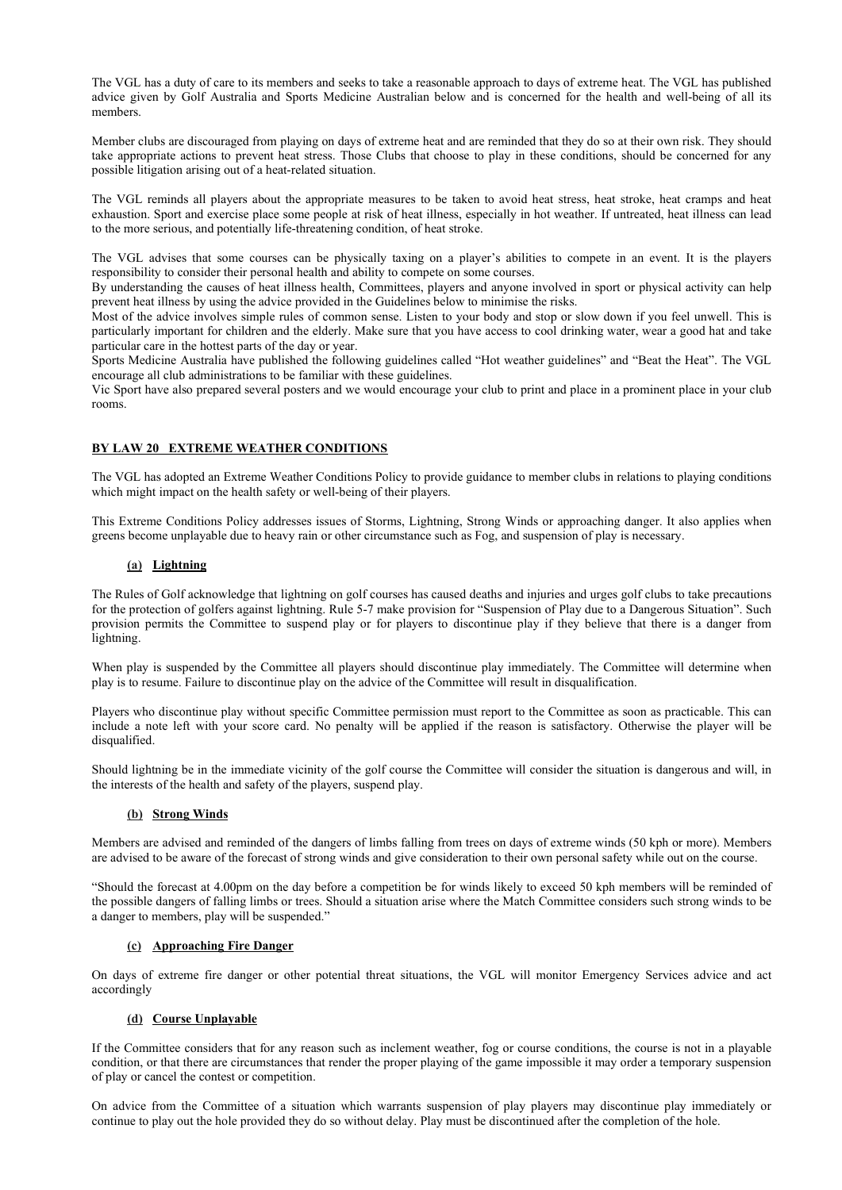The VGL has a duty of care to its members and seeks to take a reasonable approach to days of extreme heat. The VGL has published advice given by Golf Australia and Sports Medicine Australian below and is concerned for the health and well-being of all its members.

Member clubs are discouraged from playing on days of extreme heat and are reminded that they do so at their own risk. They should take appropriate actions to prevent heat stress. Those Clubs that choose to play in these conditions, should be concerned for any possible litigation arising out of a heat-related situation.

The VGL reminds all players about the appropriate measures to be taken to avoid heat stress, heat stroke, heat cramps and heat exhaustion. Sport and exercise place some people at risk of heat illness, especially in hot weather. If untreated, heat illness can lead to the more serious, and potentially life-threatening condition, of heat stroke.

The VGL advises that some courses can be physically taxing on a player's abilities to compete in an event. It is the players responsibility to consider their personal health and ability to compete on some courses.

By understanding the causes of heat illness health, Committees, players and anyone involved in sport or physical activity can help prevent heat illness by using the advice provided in the Guidelines below to minimise the risks.

Most of the advice involves simple rules of common sense. Listen to your body and stop or slow down if you feel unwell. This is particularly important for children and the elderly. Make sure that you have access to cool drinking water, wear a good hat and take particular care in the hottest parts of the day or year.

Sports Medicine Australia have published the following guidelines called "Hot weather guidelines" and "Beat the Heat". The VGL encourage all club administrations to be familiar with these guidelines.

Vic Sport have also prepared several posters and we would encourage your club to print and place in a prominent place in your club rooms.

## BY LAW 20 EXTREME WEATHER CONDITIONS

The VGL has adopted an Extreme Weather Conditions Policy to provide guidance to member clubs in relations to playing conditions which might impact on the health safety or well-being of their players.

This Extreme Conditions Policy addresses issues of Storms, Lightning, Strong Winds or approaching danger. It also applies when greens become unplayable due to heavy rain or other circumstance such as Fog, and suspension of play is necessary.

### (a) Lightning

The Rules of Golf acknowledge that lightning on golf courses has caused deaths and injuries and urges golf clubs to take precautions for the protection of golfers against lightning. Rule 5-7 make provision for "Suspension of Play due to a Dangerous Situation". Such provision permits the Committee to suspend play or for players to discontinue play if they believe that there is a danger from lightning.

When play is suspended by the Committee all players should discontinue play immediately. The Committee will determine when play is to resume. Failure to discontinue play on the advice of the Committee will result in disqualification.

Players who discontinue play without specific Committee permission must report to the Committee as soon as practicable. This can include a note left with your score card. No penalty will be applied if the reason is satisfactory. Otherwise the player will be disqualified.

Should lightning be in the immediate vicinity of the golf course the Committee will consider the situation is dangerous and will, in the interests of the health and safety of the players, suspend play.

### (b) Strong Winds

Members are advised and reminded of the dangers of limbs falling from trees on days of extreme winds (50 kph or more). Members are advised to be aware of the forecast of strong winds and give consideration to their own personal safety while out on the course.

"Should the forecast at 4.00pm on the day before a competition be for winds likely to exceed 50 kph members will be reminded of the possible dangers of falling limbs or trees. Should a situation arise where the Match Committee considers such strong winds to be a danger to members, play will be suspended."

### (c) Approaching Fire Danger

On days of extreme fire danger or other potential threat situations, the VGL will monitor Emergency Services advice and act accordingly

### (d) Course Unplayable

If the Committee considers that for any reason such as inclement weather, fog or course conditions, the course is not in a playable condition, or that there are circumstances that render the proper playing of the game impossible it may order a temporary suspension of play or cancel the contest or competition.

On advice from the Committee of a situation which warrants suspension of play players may discontinue play immediately or continue to play out the hole provided they do so without delay. Play must be discontinued after the completion of the hole.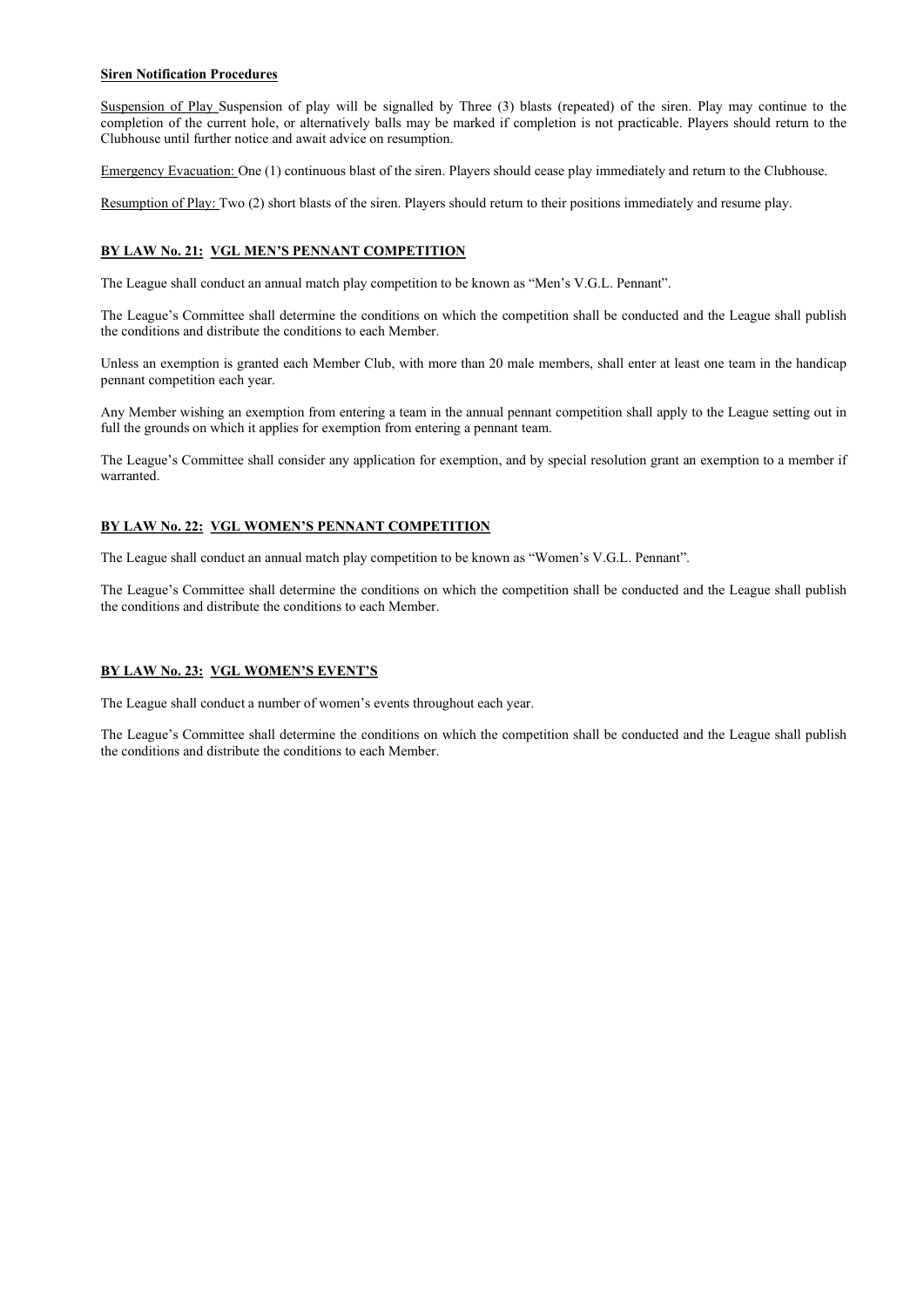**Siren Notification Procedures**

Suspension of Play Suspension of play will be signalled by Three (3) blasts (repeated) of the siren. Play may continue to the completion of the current hole, or alternatively balls may be marked if completion is not practicable. Players should return to the Clubhouse until further notice and await advice on resumption.

Emergency Evacuation: One (1) continuous blast of the siren. Players should cease play immediately and return to the Clubhouse.

Resumption of Play: Two (2) short blasts of the siren. Players should return to their positions immediately and resume play.

## BY LAW No. 21: VGL MEN'S PENNANT COMPETITION

The League shall conduct an annual match play competition to be known as "Men's V.G.L. Pennant".

The League's Committee shall determine the conditions on which the competition shall be conducted and the League shall publish the conditions and distribute the conditions to each Member.

Unless an exemption is granted each Member Club, with more than 20 male members, shall enter at least one team in the handicap pennant competition each year.

Any Member wishing an exemption from entering a team in the annual pennant competition shall apply to the League setting out in full the grounds on which it applies for exemption from entering a pennant team.

The League's Committee shall consider any application for exemption, and by special resolution grant an exemption to a member if warranted.

## BY LAW No. 22: VGL WOMEN'S PENNANT COMPETITION

The League shall conduct an annual match play competition to be known as "Women's V.G.L. Pennant".

The League's Committee shall determine the conditions on which the competition shall be conducted and the League shall publish the conditions and distribute the conditions to each Member.

## BY LAW No. 23: VGL WOMEN'S EVENT'S

The League shall conduct a number of women's events throughout each year.

The League's Committee shall determine the conditions on which the competition shall be conducted and the League shall publish the conditions and distribute the conditions to each Member.